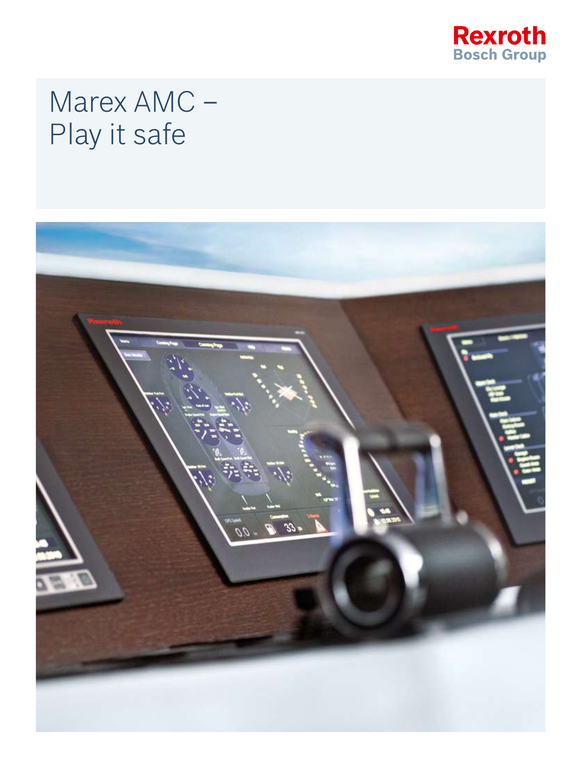Rexroth
Bosch Group

# Marex AMC – Play it safe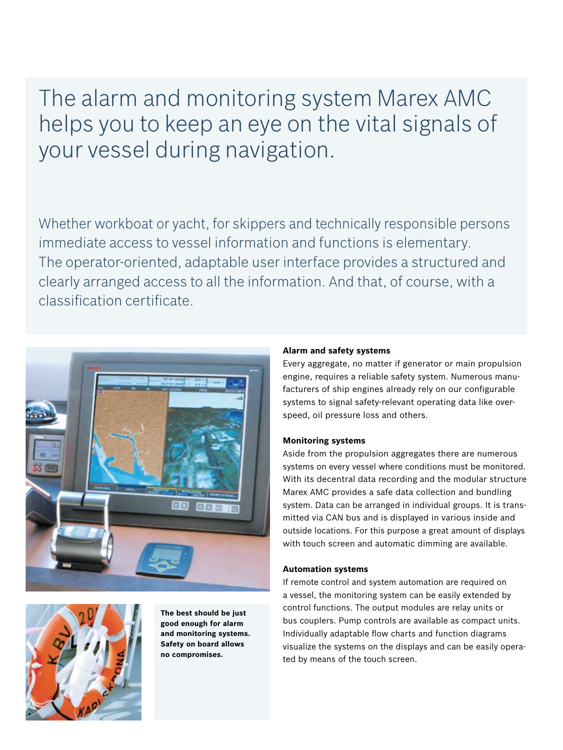# The alarm and monitoring system Marex AMC helps you to keep an eye on the vital signals of your vessel during navigation.

Whether workboat or yacht, for skippers and technically responsible persons immediate access to vessel information and functions is elementary. The operator-oriented, adaptable user interface provides a structured and clearly arranged access to all the information. And that, of course, with a classification certificate.

**The best should be just good enough for alarm and monitoring systems. Safety on board allows no compromises.**

### Alarm and safety systems

Every aggregate, no matter if generator or main propulsion engine, requires a reliable safety system. Numerous manufacturers of ship engines already rely on our configurable systems to signal safety-relevant operating data like overspeed, oil pressure loss and others.

### Monitoring systems

Aside from the propulsion aggregates there are numerous systems on every vessel where conditions must be monitored. With its decentral data recording and the modular structure Marex AMC provides a safe data collection and bundling system. Data can be arranged in individual groups. It is transmitted via CAN bus and is displayed in various inside and outside locations. For this purpose a great amount of displays with touch screen and automatic dimming are available.

### Automation systems

If remote control and system automation are required on a vessel, the monitoring system can be easily extended by control functions. The output modules are relay units or bus couplers. Pump controls are available as compact units. Individually adaptable flow charts and function diagrams visualize the systems on the displays and can be easily operated by means of the touch screen.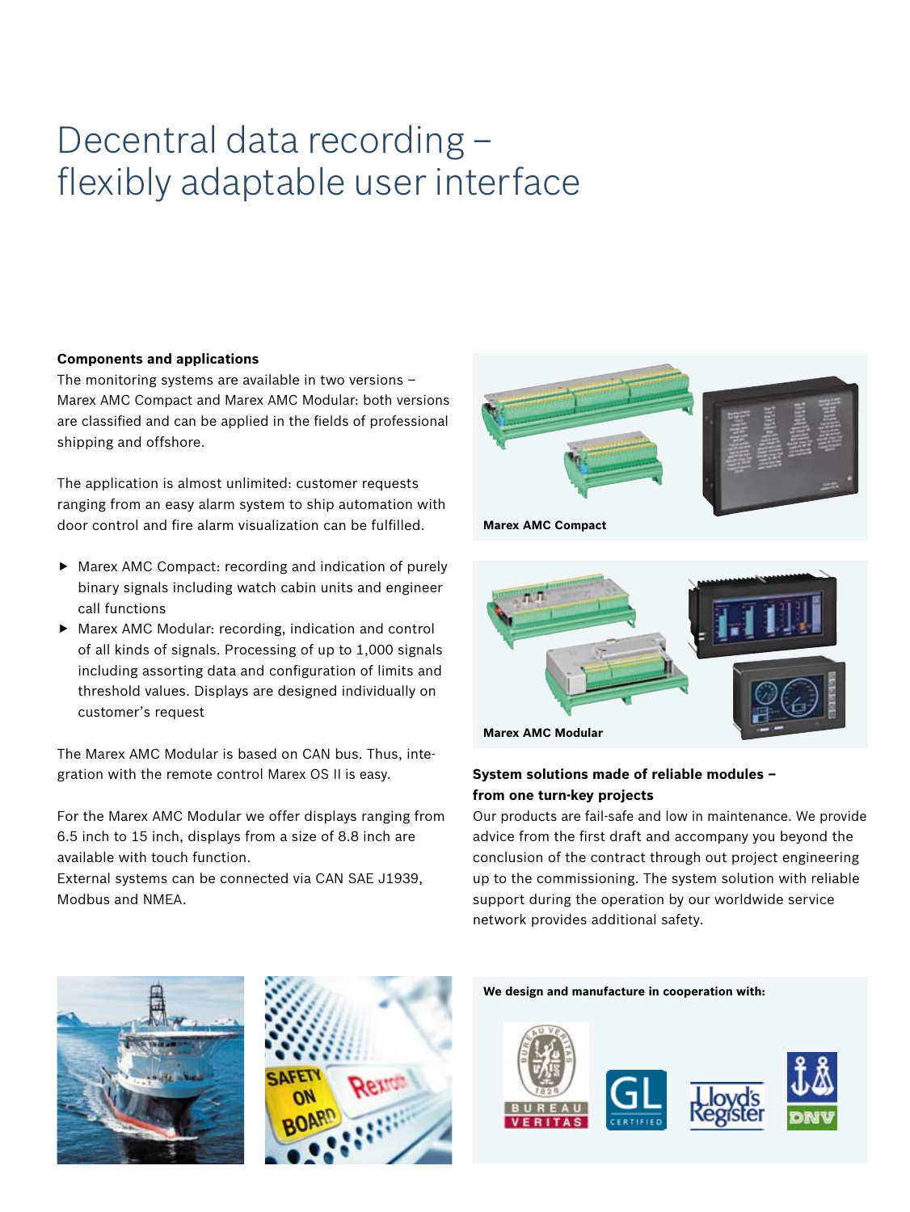# Decentral data recording – flexibly adaptable user interface

**Components and applications**

The monitoring systems are available in two versions – Marex AMC Compact and Marex AMC Modular: both versions are classified and can be applied in the fields of professional shipping and offshore.

The application is almost unlimited: customer requests ranging from an easy alarm system to ship automation with door control and fire alarm visualization can be fulfilled.

- Marex AMC Compact: recording and indication of purely binary signals including watch cabin units and engineer call functions
- Marex AMC Modular: recording, indication and control of all kinds of signals. Processing of up to 1,000 signals including assorting data and configuration of limits and threshold values. Displays are designed individually on customer's request

The Marex AMC Modular is based on CAN bus. Thus, integration with the remote control Marex OS II is easy.

For the Marex AMC Modular we offer displays ranging from 6.5 inch to 15 inch, displays from a size of 8.8 inch are available with touch function.

External systems can be connected via CAN SAE J1939, Modbus and NMEA.

**Marex AMC Compact**

**Marex AMC Modular**

**System solutions made of reliable modules – from one turn-key projects**

Our products are fail-safe and low in maintenance. We provide advice from the first draft and accompany you beyond the conclusion of the contract through out project engineering up to the commissioning. The system solution with reliable support during the operation by our worldwide service network provides additional safety.

**We design and manufacture in cooperation with:**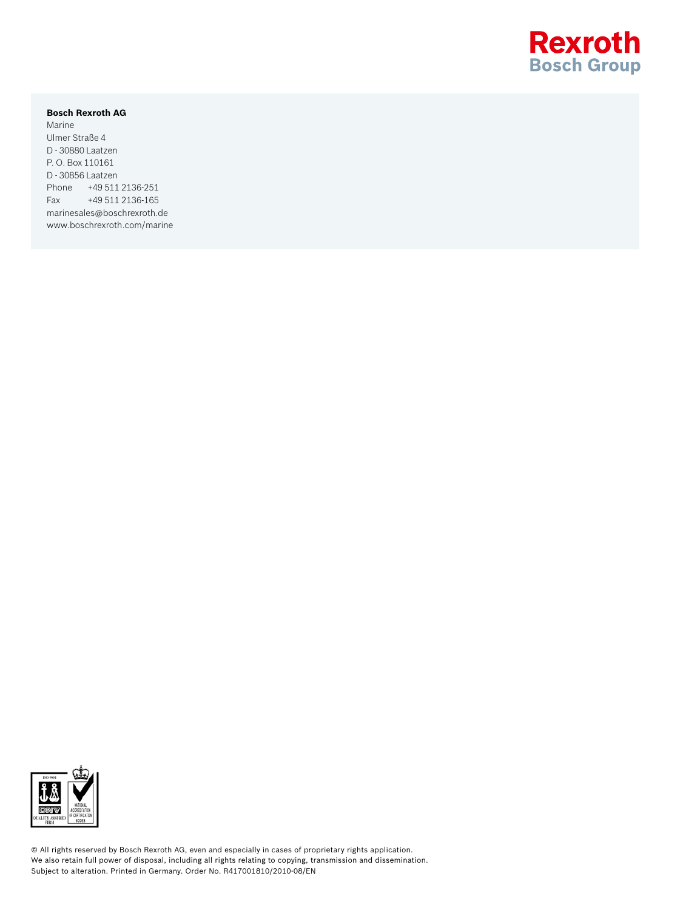Rexroth
Bosch Group

**Bosch Rexroth AG**
Marine
Ulmer Straße 4
D - 30880 Laatzen
P. O. Box 110161
D - 30856 Laatzen
Phone +49 511 2136-251
Fax +49 511 2136-165
marinesales@boschrexroth.de
www.boschrexroth.com/marine

© All rights reserved by Bosch Rexroth AG, even and especially in cases of proprietary rights application.
We also retain full power of disposal, including all rights relating to copying, transmission and dissemination.
Subject to alteration. Printed in Germany. Order No. R417001810/2010-08/EN